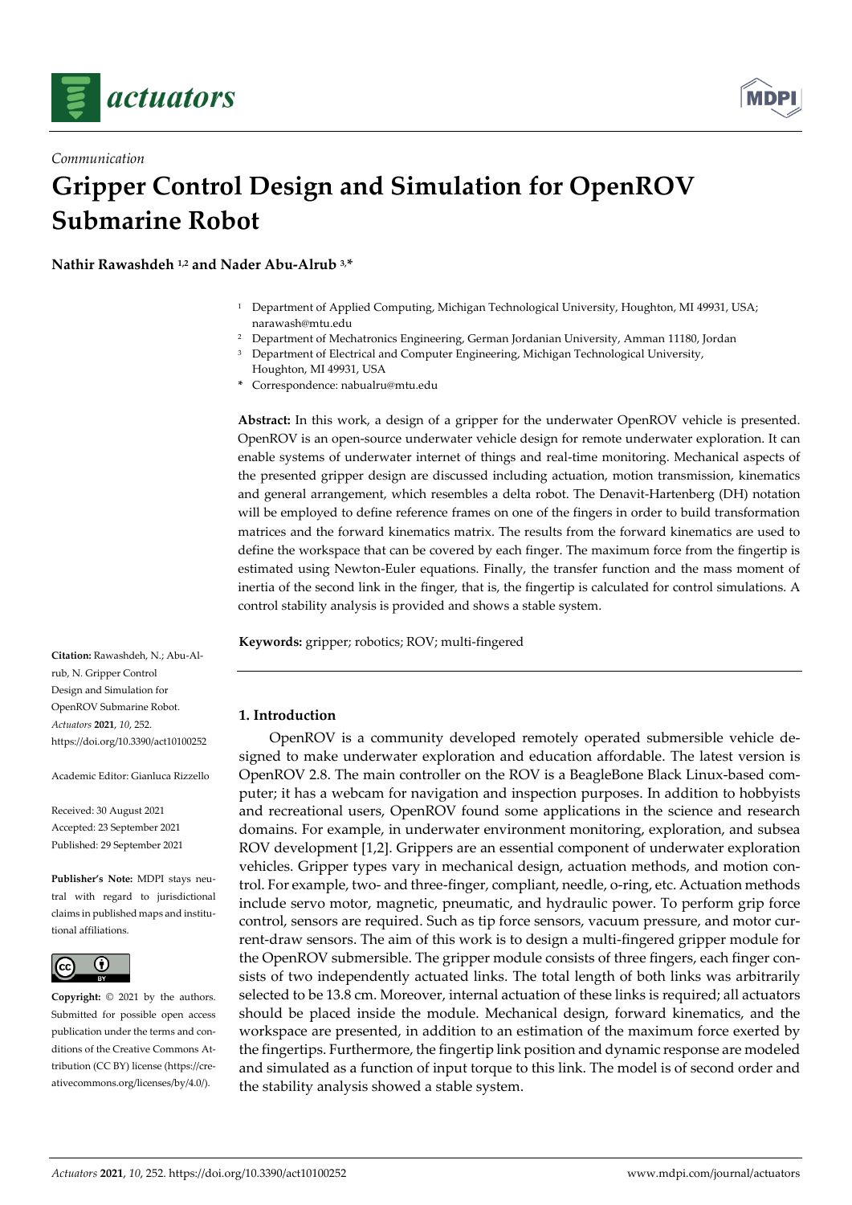*Communication*

# Gripper Control Design and Simulation for OpenROV Submarine Robot

**Nathir Rawashdeh [1,2] and Nader Abu-Alrub [3,*]**

[1] Department of Applied Computing, Michigan Technological University, Houghton, MI 49931, USA; narawash@mtu.edu
[2] Department of Mechatronics Engineering, German Jordanian University, Amman 11180, Jordan
[3] Department of Electrical and Computer Engineering, Michigan Technological University, Houghton, MI 49931, USA
* Correspondence: nabualru@mtu.edu

**Abstract:** In this work, a design of a gripper for the underwater OpenROV vehicle is presented. OpenROV is an open-source underwater vehicle design for remote underwater exploration. It can enable systems of underwater internet of things and real-time monitoring. Mechanical aspects of the presented gripper design are discussed including actuation, motion transmission, kinematics and general arrangement, which resembles a delta robot. The Denavit-Hartenberg (DH) notation will be employed to define reference frames on one of the fingers in order to build transformation matrices and the forward kinematics matrix. The results from the forward kinematics are used to define the workspace that can be covered by each finger. The maximum force from the fingertip is estimated using Newton-Euler equations. Finally, the transfer function and the mass moment of inertia of the second link in the finger, that is, the fingertip is calculated for control simulations. A control stability analysis is provided and shows a stable system.

**Keywords:** gripper; robotics; ROV; multi-fingered

**Citation:** Rawashdeh, N.; Abu-Alrub, N. Gripper Control Design and Simulation for OpenROV Submarine Robot. *Actuators* **2021**, *10*, 252. https://doi.org/10.3390/act10100252

Academic Editor: Gianluca Rizzello

Received: 30 August 2021
Accepted: 23 September 2021
Published: 29 September 2021

**Publisher's Note:** MDPI stays neutral with regard to jurisdictional claims in published maps and institutional affiliations.

**Copyright:** © 2021 by the authors. Submitted for possible open access publication under the terms and conditions of the Creative Commons Attribution (CC BY) license (https://creativecommons.org/licenses/by/4.0/).

## 1. Introduction

OpenROV is a community developed remotely operated submersible vehicle designed to make underwater exploration and education affordable. The latest version is OpenROV 2.8. The main controller on the ROV is a BeagleBone Black Linux-based computer; it has a webcam for navigation and inspection purposes. In addition to hobbyists and recreational users, OpenROV found some applications in the science and research domains. For example, in underwater environment monitoring, exploration, and subsea ROV development [1,2]. Grippers are an essential component of underwater exploration vehicles. Gripper types vary in mechanical design, actuation methods, and motion control. For example, two- and three-finger, compliant, needle, o-ring, etc. Actuation methods include servo motor, magnetic, pneumatic, and hydraulic power. To perform grip force control, sensors are required. Such as tip force sensors, vacuum pressure, and motor current-draw sensors. The aim of this work is to design a multi-fingered gripper module for the OpenROV submersible. The gripper module consists of three fingers, each finger consists of two independently actuated links. The total length of both links was arbitrarily selected to be 13.8 cm. Moreover, internal actuation of these links is required; all actuators should be placed inside the module. Mechanical design, forward kinematics, and the workspace are presented, in addition to an estimation of the maximum force exerted by the fingertips. Furthermore, the fingertip link position and dynamic response are modeled and simulated as a function of input torque to this link. The model is of second order and the stability analysis showed a stable system.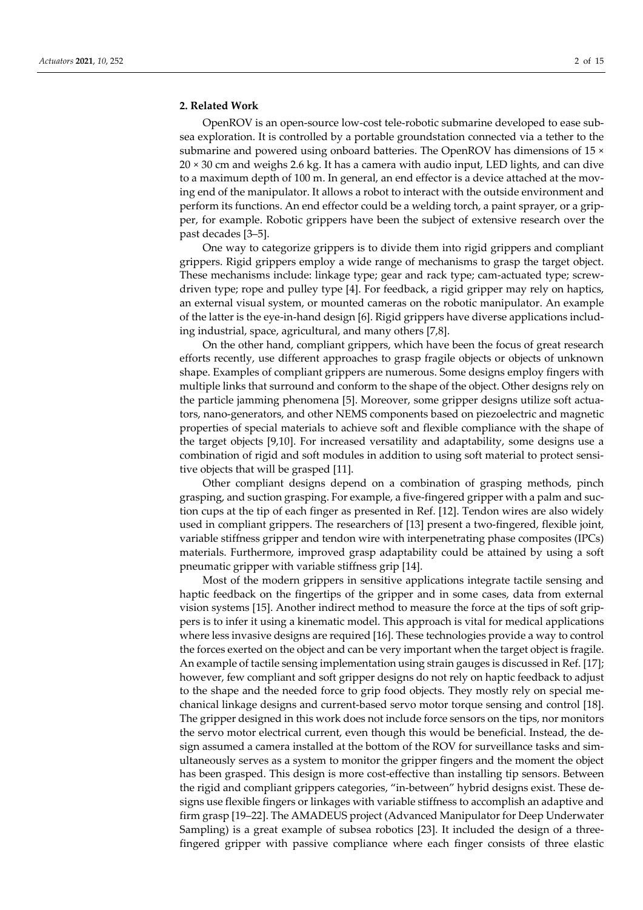## 2. Related Work

OpenROV is an open-source low-cost tele-robotic submarine developed to ease subsea exploration. It is controlled by a portable groundstation connected via a tether to the submarine and powered using onboard batteries. The OpenROV has dimensions of 15 × 20 × 30 cm and weighs 2.6 kg. It has a camera with audio input, LED lights, and can dive to a maximum depth of 100 m. In general, an end effector is a device attached at the moving end of the manipulator. It allows a robot to interact with the outside environment and perform its functions. An end effector could be a welding torch, a paint sprayer, or a gripper, for example. Robotic grippers have been the subject of extensive research over the past decades [3–5].

One way to categorize grippers is to divide them into rigid grippers and compliant grippers. Rigid grippers employ a wide range of mechanisms to grasp the target object. These mechanisms include: linkage type; gear and rack type; cam-actuated type; screw-driven type; rope and pulley type [4]. For feedback, a rigid gripper may rely on haptics, an external visual system, or mounted cameras on the robotic manipulator. An example of the latter is the eye-in-hand design [6]. Rigid grippers have diverse applications including industrial, space, agricultural, and many others [7,8].

On the other hand, compliant grippers, which have been the focus of great research efforts recently, use different approaches to grasp fragile objects or objects of unknown shape. Examples of compliant grippers are numerous. Some designs employ fingers with multiple links that surround and conform to the shape of the object. Other designs rely on the particle jamming phenomena [5]. Moreover, some gripper designs utilize soft actuators, nano-generators, and other NEMS components based on piezoelectric and magnetic properties of special materials to achieve soft and flexible compliance with the shape of the target objects [9,10]. For increased versatility and adaptability, some designs use a combination of rigid and soft modules in addition to using soft material to protect sensitive objects that will be grasped [11].

Other compliant designs depend on a combination of grasping methods, pinch grasping, and suction grasping. For example, a five-fingered gripper with a palm and suction cups at the tip of each finger as presented in Ref. [12]. Tendon wires are also widely used in compliant grippers. The researchers of [13] present a two-fingered, flexible joint, variable stiffness gripper and tendon wire with interpenetrating phase composites (IPCs) materials. Furthermore, improved grasp adaptability could be attained by using a soft pneumatic gripper with variable stiffness grip [14].

Most of the modern grippers in sensitive applications integrate tactile sensing and haptic feedback on the fingertips of the gripper and in some cases, data from external vision systems [15]. Another indirect method to measure the force at the tips of soft grippers is to infer it using a kinematic model. This approach is vital for medical applications where less invasive designs are required [16]. These technologies provide a way to control the forces exerted on the object and can be very important when the target object is fragile. An example of tactile sensing implementation using strain gauges is discussed in Ref. [17]; however, few compliant and soft gripper designs do not rely on haptic feedback to adjust to the shape and the needed force to grip food objects. They mostly rely on special mechanical linkage designs and current-based servo motor torque sensing and control [18]. The gripper designed in this work does not include force sensors on the tips, nor monitors the servo motor electrical current, even though this would be beneficial. Instead, the design assumed a camera installed at the bottom of the ROV for surveillance tasks and simultaneously serves as a system to monitor the gripper fingers and the moment the object has been grasped. This design is more cost-effective than installing tip sensors. Between the rigid and compliant grippers categories, "in-between" hybrid designs exist. These designs use flexible fingers or linkages with variable stiffness to accomplish an adaptive and firm grasp [19–22]. The AMADEUS project (Advanced Manipulator for Deep Underwater Sampling) is a great example of subsea robotics [23]. It included the design of a three-fingered gripper with passive compliance where each finger consists of three elastic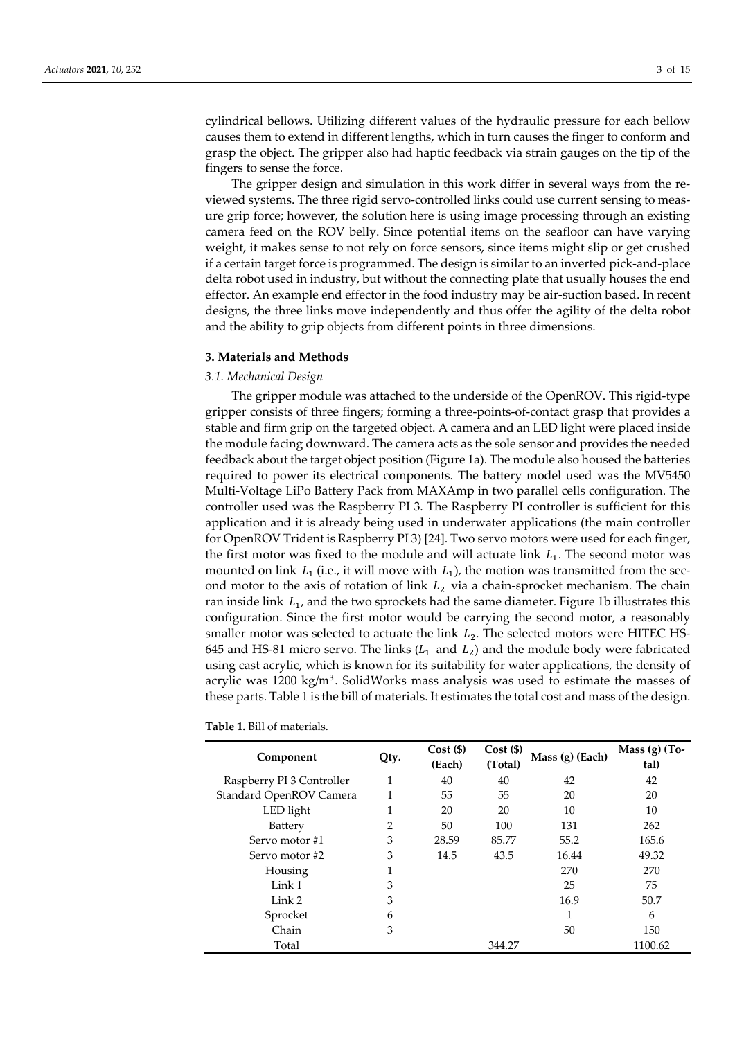cylindrical bellows. Utilizing different values of the hydraulic pressure for each bellow causes them to extend in different lengths, which in turn causes the finger to conform and grasp the object. The gripper also had haptic feedback via strain gauges on the tip of the fingers to sense the force.

The gripper design and simulation in this work differ in several ways from the reviewed systems. The three rigid servo-controlled links could use current sensing to measure grip force; however, the solution here is using image processing through an existing camera feed on the ROV belly. Since potential items on the seafloor can have varying weight, it makes sense to not rely on force sensors, since items might slip or get crushed if a certain target force is programmed. The design is similar to an inverted pick-and-place delta robot used in industry, but without the connecting plate that usually houses the end effector. An example end effector in the food industry may be air-suction based. In recent designs, the three links move independently and thus offer the agility of the delta robot and the ability to grip objects from different points in three dimensions.

## 3. Materials and Methods

### 3.1. Mechanical Design

The gripper module was attached to the underside of the OpenROV. This rigid-type gripper consists of three fingers; forming a three-points-of-contact grasp that provides a stable and firm grip on the targeted object. A camera and an LED light were placed inside the module facing downward. The camera acts as the sole sensor and provides the needed feedback about the target object position (Figure 1a). The module also housed the batteries required to power its electrical components. The battery model used was the MV5450 Multi-Voltage LiPo Battery Pack from MAXAmp in two parallel cells configuration. The controller used was the Raspberry PI 3. The Raspberry PI controller is sufficient for this application and it is already being used in underwater applications (the main controller for OpenROV Trident is Raspberry PI 3) [24]. Two servo motors were used for each finger, the first motor was fixed to the module and will actuate link $L_1$. The second motor was mounted on link $L_1$ (i.e., it will move with $L_1$), the motion was transmitted from the second motor to the axis of rotation of link $L_2$ via a chain-sprocket mechanism. The chain ran inside link $L_1$, and the two sprockets had the same diameter. Figure 1b illustrates this configuration. Since the first motor would be carrying the second motor, a reasonably smaller motor was selected to actuate the link $L_2$. The selected motors were HITEC HS-645 and HS-81 micro servo. The links ($L_1$ and $L_2$) and the module body were fabricated using cast acrylic, which is known for its suitability for water applications, the density of acrylic was 1200 kg/m$^3$. SolidWorks mass analysis was used to estimate the masses of these parts. Table 1 is the bill of materials. It estimates the total cost and mass of the design.

**Table 1.** Bill of materials.

| Component | Qty. | Cost ($) (Each) | Cost ($) (Total) | Mass (g) (Each) | Mass (g) (Total) |
|---|---|---|---|---|---|
| Raspberry PI 3 Controller | 1 | 40 | 40 | 42 | 42 |
| Standard OpenROV Camera | 1 | 55 | 55 | 20 | 20 |
| LED light | 1 | 20 | 20 | 10 | 10 |
| Battery | 2 | 50 | 100 | 131 | 262 |
| Servo motor #1 | 3 | 28.59 | 85.77 | 55.2 | 165.6 |
| Servo motor #2 | 3 | 14.5 | 43.5 | 16.44 | 49.32 |
| Housing | 1 | | | 270 | 270 |
| Link 1 | 3 | | | 25 | 75 |
| Link 2 | 3 | | | 16.9 | 50.7 |
| Sprocket | 6 | | | 1 | 6 |
| Chain | 3 | | | 50 | 150 |
| Total | | | 344.27 | | 1100.62 |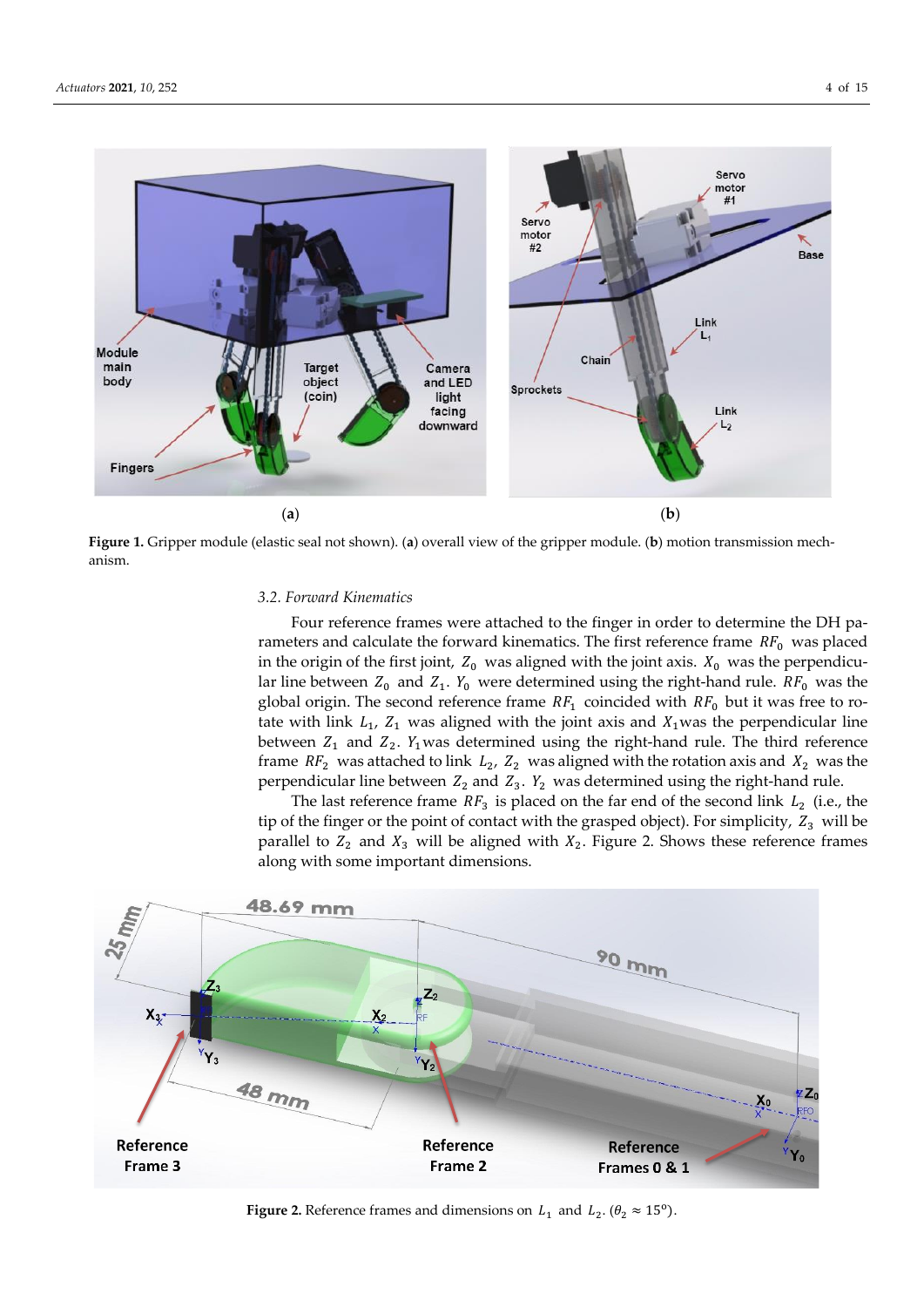**Figure 1.** Gripper module (elastic seal not shown). (**a**) overall view of the gripper module. (**b**) motion transmission mechanism.

### 3.2. Forward Kinematics

Four reference frames were attached to the finger in order to determine the DH parameters and calculate the forward kinematics. The first reference frame $RF_0$ was placed in the origin of the first joint, $Z_0$ was aligned with the joint axis. $X_0$ was the perpendicular line between $Z_0$ and $Z_1$. $Y_0$ were determined using the right-hand rule. $RF_0$ was the global origin. The second reference frame $RF_1$ coincided with $RF_0$ but it was free to rotate with link $L_1$, $Z_1$ was aligned with the joint axis and $X_1$was the perpendicular line between $Z_1$ and $Z_2$. $Y_1$was determined using the right-hand rule. The third reference frame $RF_2$ was attached to link $L_2$, $Z_2$ was aligned with the rotation axis and $X_2$ was the perpendicular line between $Z_2$ and $Z_3$. $Y_2$ was determined using the right-hand rule.

The last reference frame $RF_3$ is placed on the far end of the second link $L_2$ (i.e., the tip of the finger or the point of contact with the grasped object). For simplicity, $Z_3$ will be parallel to $Z_2$ and $X_3$ will be aligned with $X_2$. Figure 2. Shows these reference frames along with some important dimensions.

**Figure 2.** Reference frames and dimensions on $L_1$ and $L_2$. ($\theta_2 \approx 15^{o}$).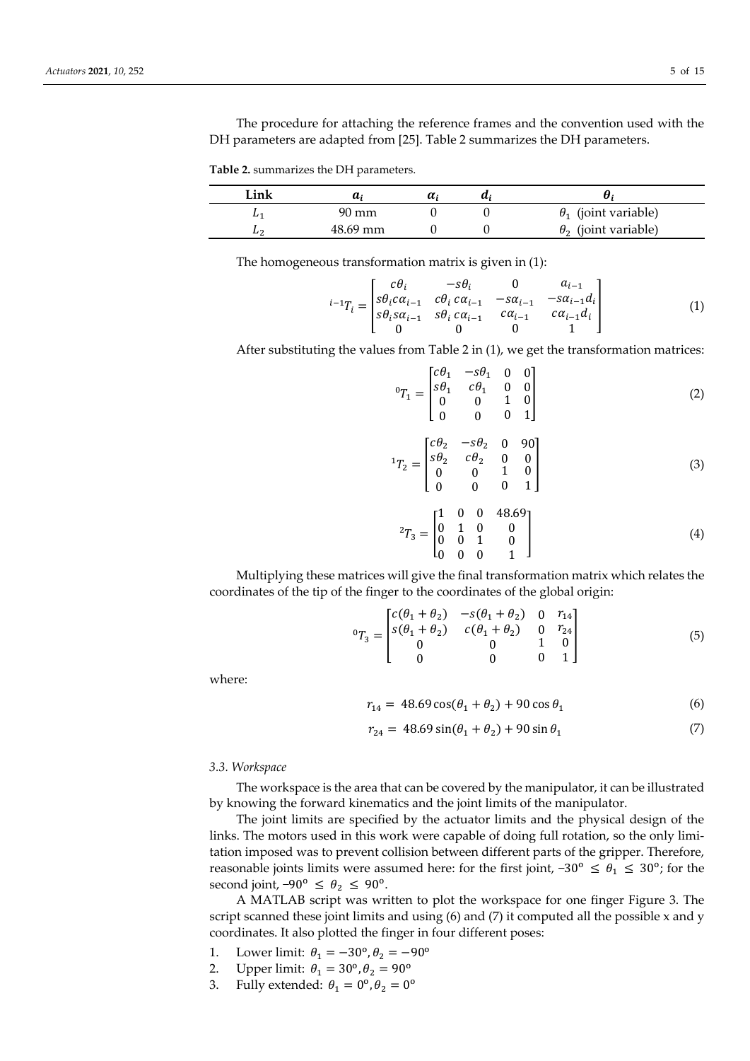The procedure for attaching the reference frames and the convention used with the DH parameters are adapted from [25]. Table 2 summarizes the DH parameters.

**Table 2.** summarizes the DH parameters.

| Link | $a_i$ | $\alpha_i$ | $d_i$ | $\theta_i$ |
|---|---|---|---|---|
| $L_1$ | 90 mm | 0 | 0 | $\theta_1$ (joint variable) |
| $L_2$ | 48.69 mm | 0 | 0 | $\theta_2$ (joint variable) |

The homogeneous transformation matrix is given in (1):

$$
{}^{i-1}T_i = \begin{bmatrix} c\theta_i & -s\theta_i & 0 & a_{i-1} \\ s\theta_i c\alpha_{i-1} & c\theta_i\, c\alpha_{i-1} & -s\alpha_{i-1} & -s\alpha_{i-1}d_i \\ s\theta_i s\alpha_{i-1} & s\theta_i\, c\alpha_{i-1} & c\alpha_{i-1} & c\alpha_{i-1}d_i \\ 0 & 0 & 0 & 1 \end{bmatrix} \tag{1}
$$

After substituting the values from Table 2 in (1), we get the transformation matrices:

$$
{}^{0}T_1 = \begin{bmatrix} c\theta_1 & -s\theta_1 & 0 & 0 \\ s\theta_1 & c\theta_1 & 0 & 0 \\ 0 & 0 & 1 & 0 \\ 0 & 0 & 0 & 1 \end{bmatrix} \tag{2}
$$

$$
{}^{1}T_2 = \begin{bmatrix} c\theta_2 & -s\theta_2 & 0 & 90 \\ s\theta_2 & c\theta_2 & 0 & 0 \\ 0 & 0 & 1 & 0 \\ 0 & 0 & 0 & 1 \end{bmatrix} \tag{3}
$$

$$
{}^{2}T_3 = \begin{bmatrix} 1 & 0 & 0 & 48.69 \\ 0 & 1 & 0 & 0 \\ 0 & 0 & 1 & 0 \\ 0 & 0 & 0 & 1 \end{bmatrix} \tag{4}
$$

Multiplying these matrices will give the final transformation matrix which relates the coordinates of the tip of the finger to the coordinates of the global origin:

$$
{}^{0}T_3 = \begin{bmatrix} c(\theta_1+\theta_2) & -s(\theta_1+\theta_2) & 0 & r_{14} \\ s(\theta_1+\theta_2) & c(\theta_1+\theta_2) & 0 & r_{24} \\ 0 & 0 & 1 & 0 \\ 0 & 0 & 0 & 1 \end{bmatrix} \tag{5}
$$

where:

$$
r_{14} = 48.69\cos(\theta_1+\theta_2) + 90\cos\theta_1 \tag{6}
$$

$$
r_{24} = 48.69\sin(\theta_1+\theta_2) + 90\sin\theta_1 \tag{7}
$$

### *3.3. Workspace*

The workspace is the area that can be covered by the manipulator, it can be illustrated by knowing the forward kinematics and the joint limits of the manipulator.

The joint limits are specified by the actuator limits and the physical design of the links. The motors used in this work were capable of doing full rotation, so the only limitation imposed was to prevent collision between different parts of the gripper. Therefore, reasonable joints limits were assumed here: for the first joint, $-30^{\circ} \le \theta_1 \le 30^{\circ}$; for the second joint, $-90^{\circ} \le \theta_2 \le 90^{\circ}$.

A MATLAB script was written to plot the workspace for one finger Figure 3. The script scanned these joint limits and using (6) and (7) it computed all the possible x and y coordinates. It also plotted the finger in four different poses:

1. Lower limit: $\theta_1 = -30^{\circ}, \theta_2 = -90^{\circ}$
2. Upper limit: $\theta_1 = 30^{\circ}, \theta_2 = 90^{\circ}$
3. Fully extended: $\theta_1 = 0^{\circ}, \theta_2 = 0^{\circ}$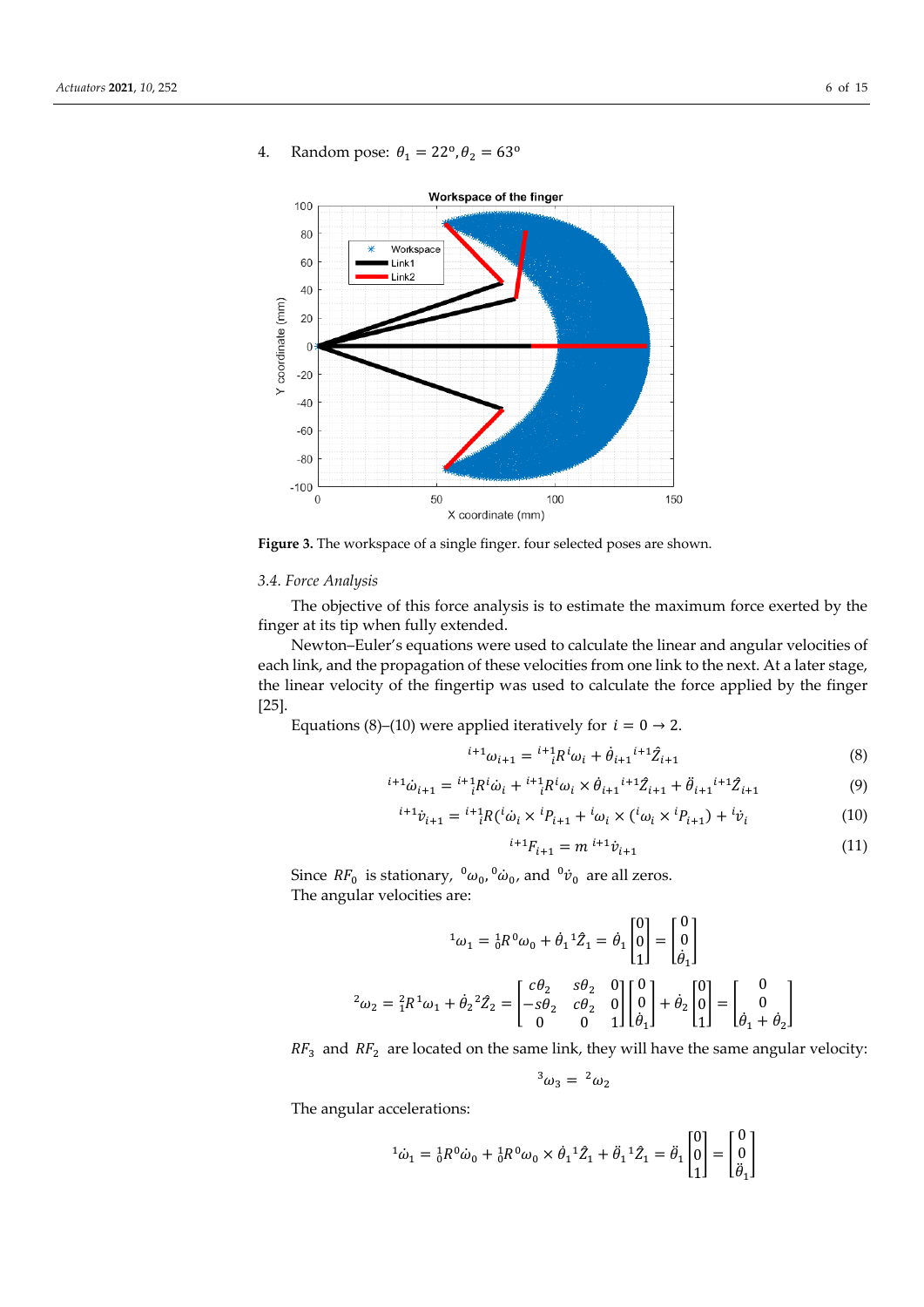4. Random pose: $\theta_1 = 22^{\circ}, \theta_2 = 63^{\circ}$

**Figure 3.** The workspace of a single finger. four selected poses are shown.

### 3.4. Force Analysis

The objective of this force analysis is to estimate the maximum force exerted by the finger at its tip when fully extended.

Newton–Euler's equations were used to calculate the linear and angular velocities of each link, and the propagation of these velocities from one link to the next. At a later stage, the linear velocity of the fingertip was used to calculate the force applied by the finger [25].

Equations (8)–(10) were applied iteratively for $i = 0 \rightarrow 2$.

$$^{i+1}\omega_{i+1} = {}^{i+1}_{i}R\,{}^{i}\omega_i + \dot{\theta}_{i+1}\,{}^{i+1}\hat{Z}_{i+1} \tag{8}$$

$$^{i+1}\dot{\omega}_{i+1} = {}^{i+1}_{i}R\,{}^{i}\dot{\omega}_i + {}^{i+1}_{i}R\,{}^{i}\omega_i \times \dot{\theta}_{i+1}\,{}^{i+1}\hat{Z}_{i+1} + \ddot{\theta}_{i+1}\,{}^{i+1}\hat{Z}_{i+1} \tag{9}$$

$$^{i+1}\dot{v}_{i+1} = {}^{i+1}_{i}R\left({}^{i}\dot{\omega}_i \times {}^{i}P_{i+1} + {}^{i}\omega_i \times \left({}^{i}\omega_i \times {}^{i}P_{i+1}\right) + {}^{i}\dot{v}_i\right) \tag{10}$$

$$^{i+1}F_{i+1} = m\,{}^{i+1}\dot{v}_{i+1} \tag{11}$$

Since $RF_0$ is stationary, ${}^{0}\omega_0$, ${}^{0}\dot{\omega}_0$, and ${}^{0}\dot{v}_0$ are all zeros.

The angular velocities are:

$$^{1}\omega_1 = {}^{1}_{0}R\,{}^{0}\omega_0 + \dot{\theta}_1\,{}^{1}\hat{Z}_1 = \dot{\theta}_1\begin{bmatrix}0\\0\\1\end{bmatrix} = \begin{bmatrix}0\\0\\\dot{\theta}_1\end{bmatrix}$$

$$^{2}\omega_2 = {}^{2}_{1}R\,{}^{1}\omega_1 + \dot{\theta}_2\,{}^{2}\hat{Z}_2 = \begin{bmatrix}c\theta_2 & s\theta_2 & 0\\-s\theta_2 & c\theta_2 & 0\\0 & 0 & 1\end{bmatrix}\begin{bmatrix}0\\0\\\dot{\theta}_1\end{bmatrix} + \dot{\theta}_2\begin{bmatrix}0\\0\\1\end{bmatrix} = \begin{bmatrix}0\\0\\\dot{\theta}_1 + \dot{\theta}_2\end{bmatrix}$$

$RF_3$ and $RF_2$ are located on the same link, they will have the same angular velocity:

$$^{3}\omega_3 = {}^{2}\omega_2$$

The angular accelerations:

$$^{1}\dot{\omega}_1 = {}^{1}_{0}R\,{}^{0}\dot{\omega}_0 + {}^{1}_{0}R\,{}^{0}\omega_0 \times \dot{\theta}_1\,{}^{1}\hat{Z}_1 + \ddot{\theta}_1\,{}^{1}\hat{Z}_1 = \ddot{\theta}_1\begin{bmatrix}0\\0\\1\end{bmatrix} = \begin{bmatrix}0\\0\\\ddot{\theta}_1\end{bmatrix}$$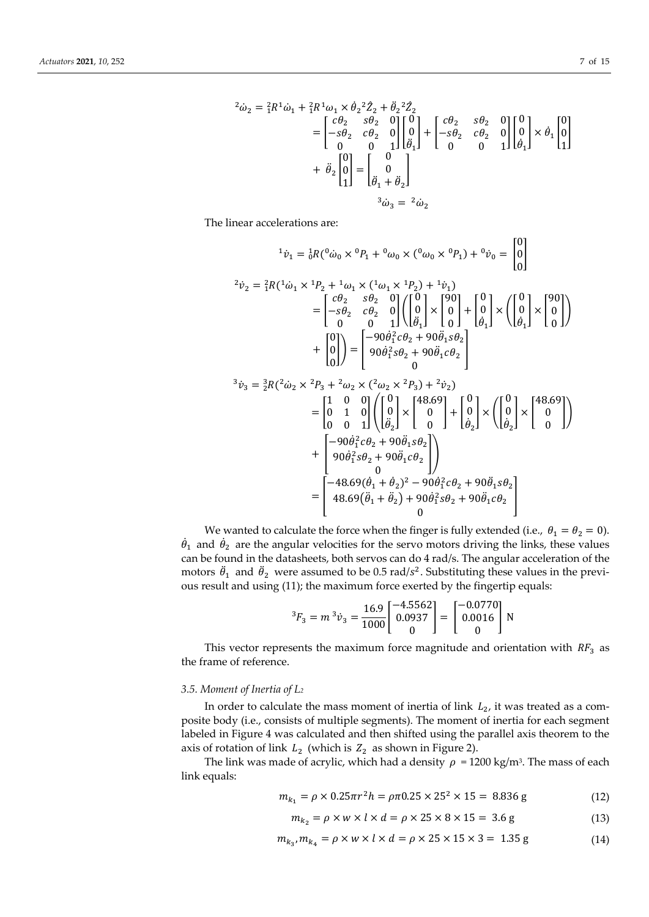$$
\begin{aligned}
{}^{2}\dot{\omega}_2 &= {}^{2}_{1}R\,{}^{1}\dot{\omega}_1 + {}^{2}_{1}R\,{}^{1}\omega_1 \times \dot{\theta}_2\,{}^{2}\hat{Z}_2 + \ddot{\theta}_2\,{}^{2}\hat{Z}_2 \\
&= \begin{bmatrix} c\theta_2 & s\theta_2 & 0 \\ -s\theta_2 & c\theta_2 & 0 \\ 0 & 0 & 1 \end{bmatrix} \begin{bmatrix} 0 \\ 0 \\ \ddot{\theta}_1 \end{bmatrix} + \begin{bmatrix} c\theta_2 & s\theta_2 & 0 \\ -s\theta_2 & c\theta_2 & 0 \\ 0 & 0 & 1 \end{bmatrix} \begin{bmatrix} 0 \\ 0 \\ \dot{\theta}_1 \end{bmatrix} \times \dot{\theta}_1 \begin{bmatrix} 0 \\ 0 \\ 1 \end{bmatrix} \\
&\quad + \ddot{\theta}_2 \begin{bmatrix} 0 \\ 0 \\ 1 \end{bmatrix} = \begin{bmatrix} 0 \\ 0 \\ \ddot{\theta}_1 + \ddot{\theta}_2 \end{bmatrix}
\end{aligned}
$$

$$
{}^{3}\dot{\omega}_3 = {}^{2}\dot{\omega}_2
$$

The linear accelerations are:

$$
{}^{1}\dot{v}_1 = {}^{1}_{0}R({}^{0}\dot{\omega}_0 \times {}^{0}P_1 + {}^{0}\omega_0 \times ({}^{0}\omega_0 \times {}^{0}P_1) + {}^{0}\dot{v}_0 = \begin{bmatrix} 0 \\ 0 \\ 0 \end{bmatrix}
$$

$$
\begin{aligned}
{}^{2}\dot{v}_2 &= {}^{2}_{1}R({}^{1}\dot{\omega}_1 \times {}^{1}P_2 + {}^{1}\omega_1 \times ({}^{1}\omega_1 \times {}^{1}P_2) + {}^{1}\dot{v}_1) \\
&= \begin{bmatrix} c\theta_2 & s\theta_2 & 0 \\ -s\theta_2 & c\theta_2 & 0 \\ 0 & 0 & 1 \end{bmatrix} \left( \begin{bmatrix} 0 \\ 0 \\ \ddot{\theta}_1 \end{bmatrix} \times \begin{bmatrix} 90 \\ 0 \\ 0 \end{bmatrix} + \begin{bmatrix} 0 \\ 0 \\ \dot{\theta}_1 \end{bmatrix} \times \left( \begin{bmatrix} 0 \\ 0 \\ \dot{\theta}_1 \end{bmatrix} \times \begin{bmatrix} 90 \\ 0 \\ 0 \end{bmatrix} \right) \right. \\
&\quad \left. + \begin{bmatrix} 0 \\ 0 \\ 0 \end{bmatrix} \right) = \begin{bmatrix} -90\dot{\theta}_1^2 c\theta_2 + 90\ddot{\theta}_1 s\theta_2 \\ 90\dot{\theta}_1^2 s\theta_2 + 90\ddot{\theta}_1 c\theta_2 \\ 0 \end{bmatrix}
\end{aligned}
$$

$$
\begin{aligned}
{}^{3}\dot{v}_3 &= {}^{3}_{2}R({}^{2}\dot{\omega}_2 \times {}^{2}P_3 + {}^{2}\omega_2 \times ({}^{2}\omega_2 \times {}^{2}P_3) + {}^{2}\dot{v}_2) \\
&= \begin{bmatrix} 1 & 0 & 0 \\ 0 & 1 & 0 \\ 0 & 0 & 1 \end{bmatrix} \left( \begin{bmatrix} 0 \\ 0 \\ \ddot{\theta}_2 \end{bmatrix} \times \begin{bmatrix} 48.69 \\ 0 \\ 0 \end{bmatrix} + \begin{bmatrix} 0 \\ 0 \\ \dot{\theta}_2 \end{bmatrix} \times \left( \begin{bmatrix} 0 \\ 0 \\ \dot{\theta}_2 \end{bmatrix} \times \begin{bmatrix} 48.69 \\ 0 \\ 0 \end{bmatrix} \right) \right. \\
&\quad \left. + \begin{bmatrix} -90\dot{\theta}_1^2 c\theta_2 + 90\ddot{\theta}_1 s\theta_2 \\ 90\dot{\theta}_1^2 s\theta_2 + 90\ddot{\theta}_1 c\theta_2 \\ 0 \end{bmatrix} \right) \\
&= \begin{bmatrix} -48.69(\dot{\theta}_1 + \dot{\theta}_2)^2 - 90\dot{\theta}_1^2 c\theta_2 + 90\ddot{\theta}_1 s\theta_2 \\ 48.69(\ddot{\theta}_1 + \ddot{\theta}_2) + 90\dot{\theta}_1^2 s\theta_2 + 90\ddot{\theta}_1 c\theta_2 \\ 0 \end{bmatrix}
\end{aligned}
$$

We wanted to calculate the force when the finger is fully extended (i.e., $\theta_1 = \theta_2 = 0$). $\dot{\theta}_1$ and $\dot{\theta}_2$ are the angular velocities for the servo motors driving the links, these values can be found in the datasheets, both servos can do 4 rad/s. The angular acceleration of the motors $\ddot{\theta}_1$ and $\ddot{\theta}_2$ were assumed to be 0.5 rad/$s^2$. Substituting these values in the previous result and using (11); the maximum force exerted by the fingertip equals:

$$
{}^{3}F_3 = m\,{}^{3}\dot{v}_3 = \frac{16.9}{1000} \begin{bmatrix} -4.5562 \\ 0.0937 \\ 0 \end{bmatrix} = \begin{bmatrix} -0.0770 \\ 0.0016 \\ 0 \end{bmatrix} \text{N}
$$

This vector represents the maximum force magnitude and orientation with $RF_3$ as the frame of reference.

### *3.5. Moment of Inertia of $L_2$*

In order to calculate the mass moment of inertia of link $L_2$, it was treated as a composite body (i.e., consists of multiple segments). The moment of inertia for each segment labeled in Figure 4 was calculated and then shifted using the parallel axis theorem to the axis of rotation of link $L_2$ (which is $Z_2$ as shown in Figure 2).

The link was made of acrylic, which had a density $\rho$ = 1200 kg/m$^3$. The mass of each link equals:

$$
m_{k_1} = \rho \times 0.25\pi r^2 h = \rho\pi 0.25 \times 25^2 \times 15 = 8.836 \text{ g} \tag{12}
$$

$$
m_{k_2} = \rho \times w \times l \times d = \rho \times 25 \times 8 \times 15 = 3.6 \text{ g} \tag{13}
$$

$$
m_{k_3}, m_{k_4} = \rho \times w \times l \times d = \rho \times 25 \times 15 \times 3 = 1.35 \text{ g} \tag{14}
$$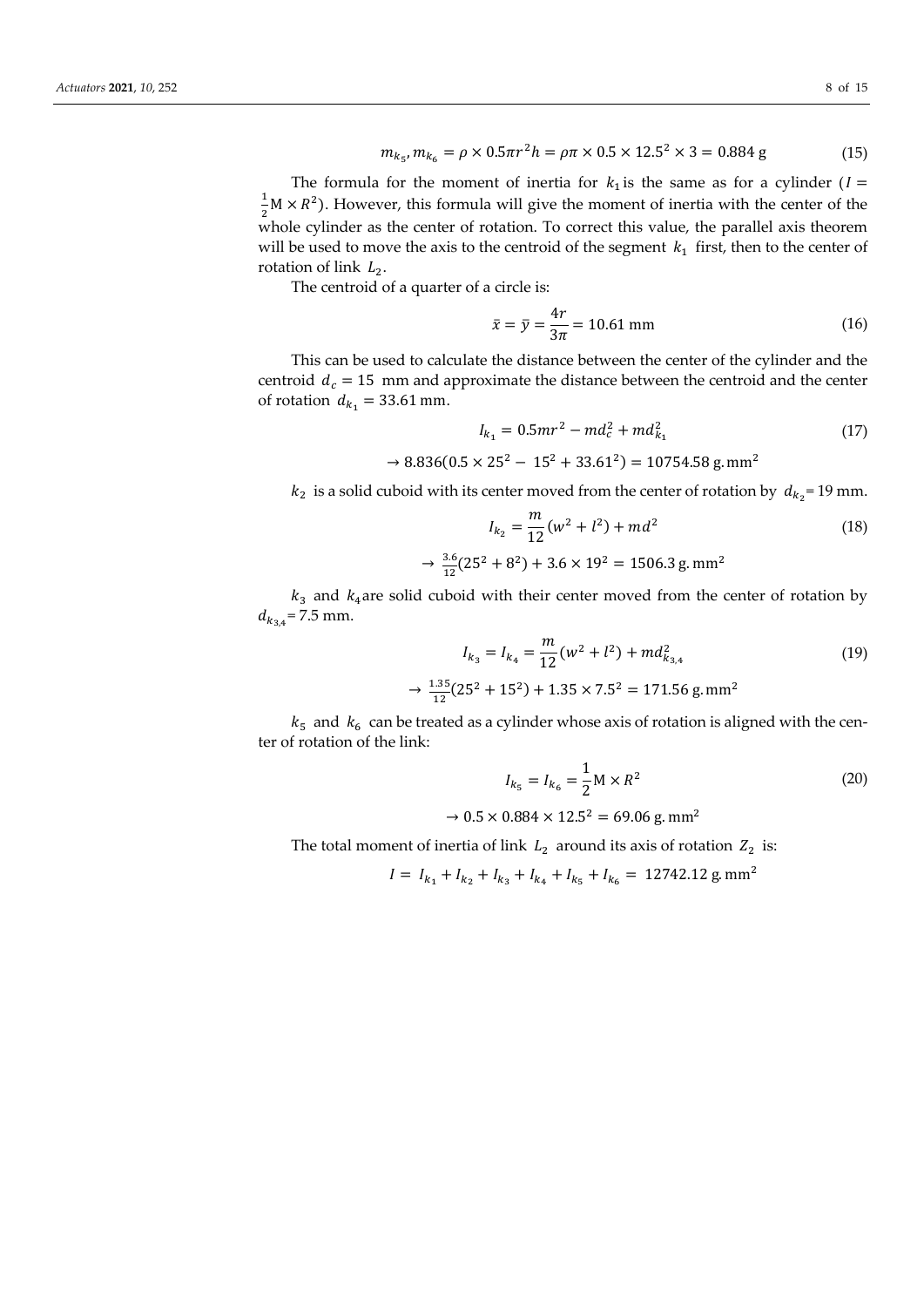$$m_{k_5}, m_{k_6} = \rho \times 0.5\pi r^2 h = \rho\pi \times 0.5 \times 12.5^2 \times 3 = 0.884\ \text{g} \tag{15}$$

The formula for the moment of inertia for $k_1$ is the same as for a cylinder ($I = \frac{1}{2}\text{M} \times R^2$). However, this formula will give the moment of inertia with the center of the whole cylinder as the center of rotation. To correct this value, the parallel axis theorem will be used to move the axis to the centroid of the segment $k_1$ first, then to the center of rotation of link $L_2$.

The centroid of a quarter of a circle is:

$$\bar{x} = \bar{y} = \frac{4r}{3\pi} = 10.61\ \text{mm} \tag{16}$$

This can be used to calculate the distance between the center of the cylinder and the centroid $d_c = 15$ mm and approximate the distance between the centroid and the center of rotation $d_{k_1} = 33.61$ mm.

$$I_{k_1} = 0.5mr^2 - md_c^2 + md_{k_1}^2 \tag{17}$$

$$\rightarrow 8.836(0.5 \times 25^2 - 15^2 + 33.61^2) = 10754.58\ \text{g.mm}^2$$

$k_2$ is a solid cuboid with its center moved from the center of rotation by $d_{k_2} = 19$ mm.

$$I_{k_2} = \frac{m}{12}(w^2 + l^2) + md^2 \tag{18}$$

$$\rightarrow \frac{3.6}{12}(25^2 + 8^2) + 3.6 \times 19^2 = 1506.3\ \text{g.mm}^2$$

$k_3$ and $k_4$ are solid cuboid with their center moved from the center of rotation by $d_{k_{3,4}} = 7.5$ mm.

$$I_{k_3} = I_{k_4} = \frac{m}{12}(w^2 + l^2) + md_{k_{3,4}}^2 \tag{19}$$

$$\rightarrow \frac{1.35}{12}(25^2 + 15^2) + 1.35 \times 7.5^2 = 171.56\ \text{g.mm}^2$$

$k_5$ and $k_6$ can be treated as a cylinder whose axis of rotation is aligned with the center of rotation of the link:

$$I_{k_5} = I_{k_6} = \frac{1}{2}\text{M} \times R^2 \tag{20}$$

$$\rightarrow 0.5 \times 0.884 \times 12.5^2 = 69.06\ \text{g.mm}^2$$

The total moment of inertia of link $L_2$ around its axis of rotation $Z_2$ is:

$$I = I_{k_1} + I_{k_2} + I_{k_3} + I_{k_4} + I_{k_5} + I_{k_6} = 12742.12\ \text{g.mm}^2$$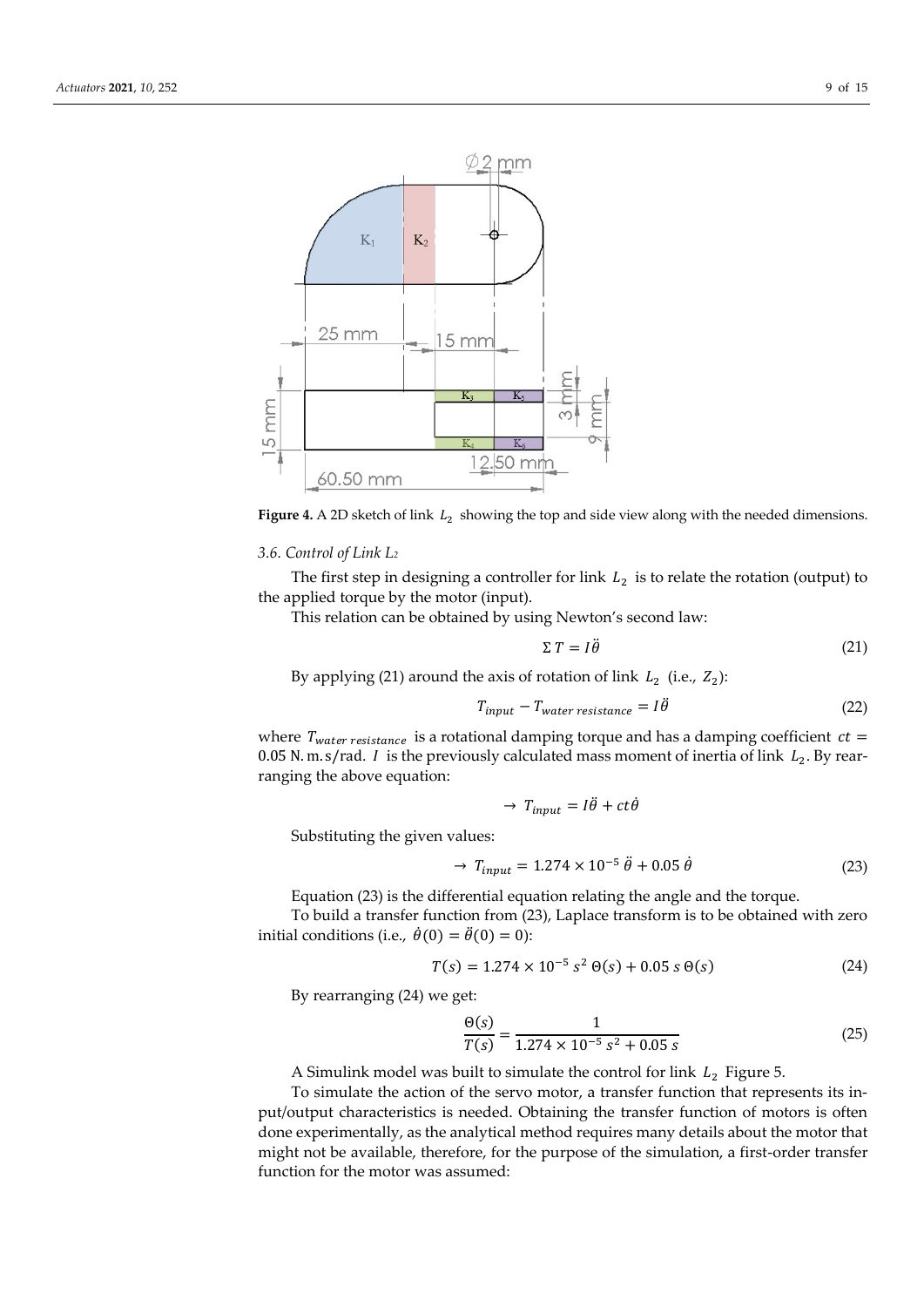**Figure 4.** A 2D sketch of link $L_2$ showing the top and side view along with the needed dimensions.

### 3.6. Control of Link $L_2$

The first step in designing a controller for link $L_2$ is to relate the rotation (output) to the applied torque by the motor (input).

This relation can be obtained by using Newton's second law:

$$\Sigma T = I\ddot{\theta} \tag{21}$$

By applying (21) around the axis of rotation of link $L_2$ (i.e., $Z_2$):

$$T_{input} - T_{water\ resistance} = I\ddot{\theta} \tag{22}$$

where $T_{water\ resistance}$ is a rotational damping torque and has a damping coefficient $ct = 0.05\ \text{N.m.s/rad}$. $I$ is the previously calculated mass moment of inertia of link $L_2$. By rearranging the above equation:

$$\rightarrow\ T_{input} = I\ddot{\theta} + ct\dot{\theta}$$

Substituting the given values:

$$\rightarrow\ T_{input} = 1.274 \times 10^{-5}\ \ddot{\theta} + 0.05\ \dot{\theta} \tag{23}$$

Equation (23) is the differential equation relating the angle and the torque.

To build a transfer function from (23), Laplace transform is to be obtained with zero initial conditions (i.e., $\dot{\theta}(0) = \ddot{\theta}(0) = 0$):

$$T(s) = 1.274 \times 10^{-5}\ s^2\ \Theta(s) + 0.05\ s\ \Theta(s) \tag{24}$$

By rearranging (24) we get:

$$\frac{\Theta(s)}{T(s)} = \frac{1}{1.274 \times 10^{-5}\ s^2 + 0.05\ s} \tag{25}$$

A Simulink model was built to simulate the control for link $L_2$ Figure 5.

To simulate the action of the servo motor, a transfer function that represents its input/output characteristics is needed. Obtaining the transfer function of motors is often done experimentally, as the analytical method requires many details about the motor that might not be available, therefore, for the purpose of the simulation, a first-order transfer function for the motor was assumed: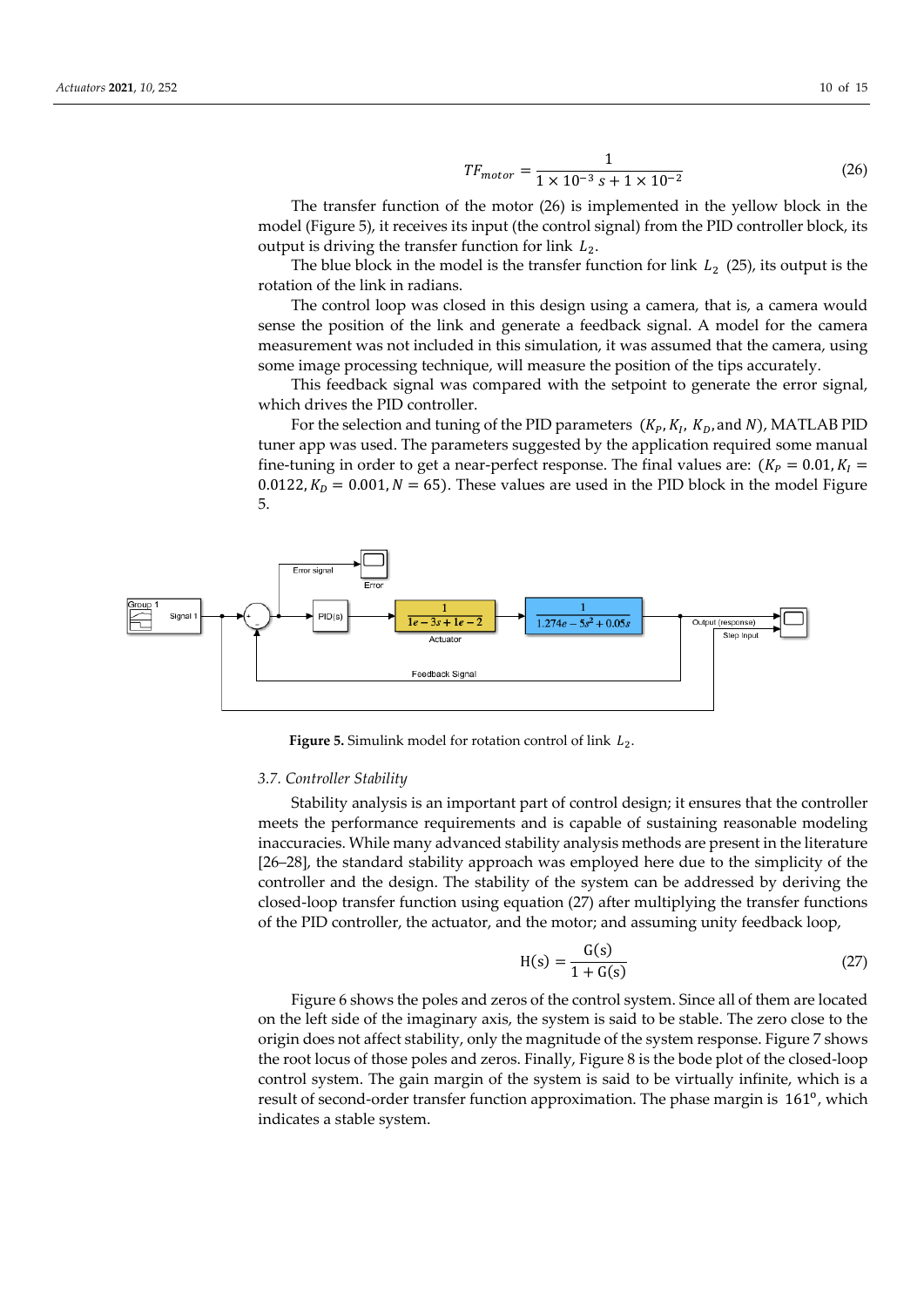$$TF_{motor} = \frac{1}{1 \times 10^{-3}\, s + 1 \times 10^{-2}} \tag{26}$$

The transfer function of the motor (26) is implemented in the yellow block in the model (Figure 5), it receives its input (the control signal) from the PID controller block, its output is driving the transfer function for link $L_2$.

The blue block in the model is the transfer function for link $L_2$ (25), its output is the rotation of the link in radians.

The control loop was closed in this design using a camera, that is, a camera would sense the position of the link and generate a feedback signal. A model for the camera measurement was not included in this simulation, it was assumed that the camera, using some image processing technique, will measure the position of the tips accurately.

This feedback signal was compared with the setpoint to generate the error signal, which drives the PID controller.

For the selection and tuning of the PID parameters $(K_P, K_I, K_D, \text{and } N)$, MATLAB PID tuner app was used. The parameters suggested by the application required some manual fine-tuning in order to get a near-perfect response. The final values are: $(K_P = 0.01, K_I = 0.0122, K_D = 0.001, N = 65)$. These values are used in the PID block in the model Figure 5.

**Figure 5.** Simulink model for rotation control of link $L_2$.

### 3.7. Controller Stability

Stability analysis is an important part of control design; it ensures that the controller meets the performance requirements and is capable of sustaining reasonable modeling inaccuracies. While many advanced stability analysis methods are present in the literature [26–28], the standard stability approach was employed here due to the simplicity of the controller and the design. The stability of the system can be addressed by deriving the closed-loop transfer function using equation (27) after multiplying the transfer functions of the PID controller, the actuator, and the motor; and assuming unity feedback loop,

$$H(s) = \frac{G(s)}{1 + G(s)} \tag{27}$$

Figure 6 shows the poles and zeros of the control system. Since all of them are located on the left side of the imaginary axis, the system is said to be stable. The zero close to the origin does not affect stability, only the magnitude of the system response. Figure 7 shows the root locus of those poles and zeros. Finally, Figure 8 is the bode plot of the closed-loop control system. The gain margin of the system is said to be virtually infinite, which is a result of second-order transfer function approximation. The phase margin is $161^{\circ}$, which indicates a stable system.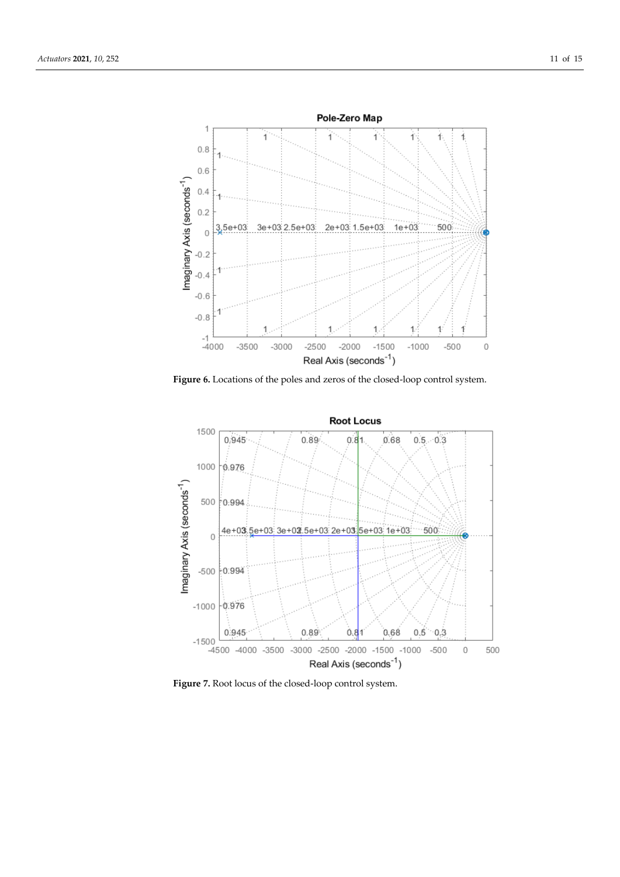**Figure 6.** Locations of the poles and zeros of the closed-loop control system.

**Figure 7.** Root locus of the closed-loop control system.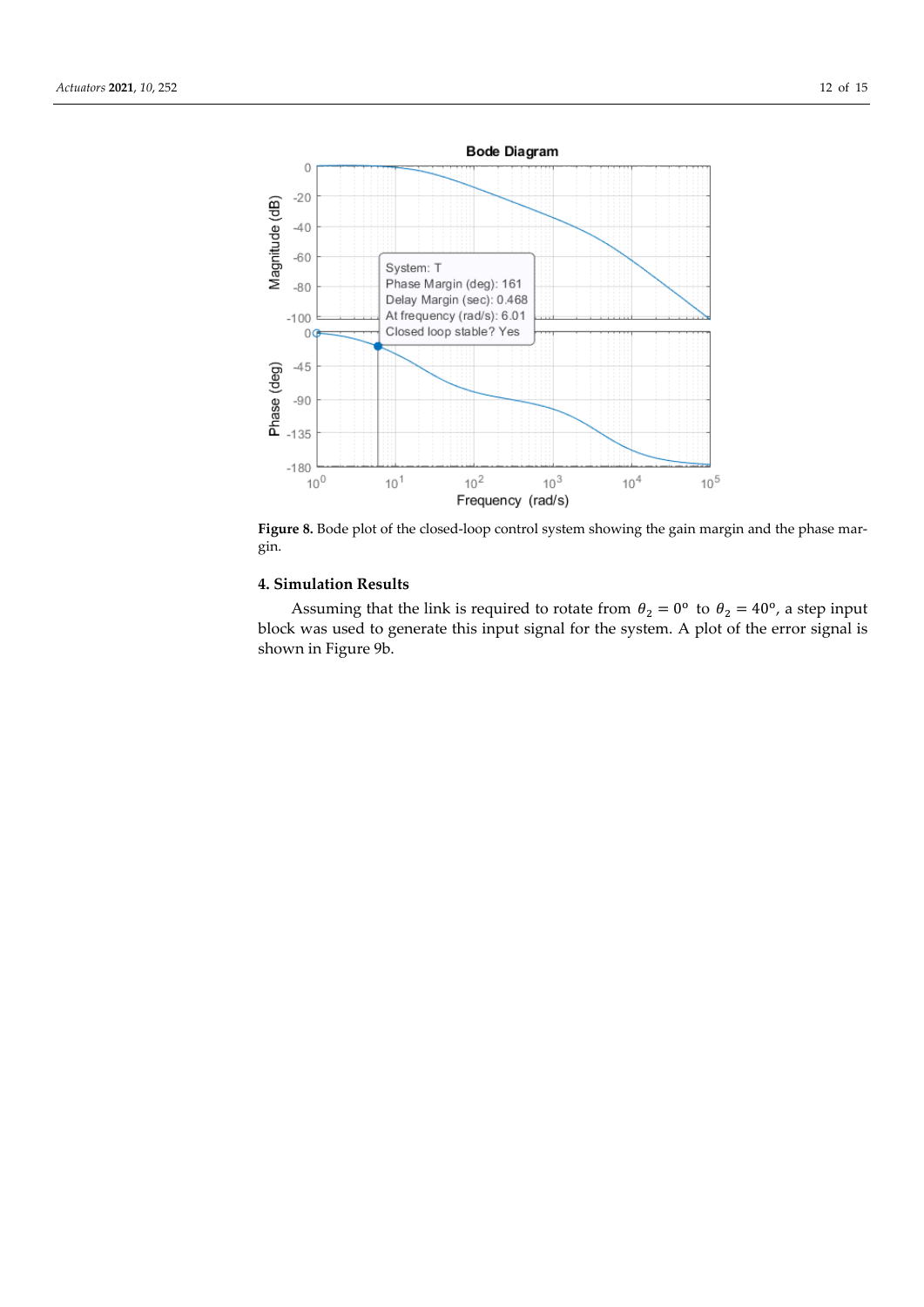**Figure 8.** Bode plot of the closed-loop control system showing the gain margin and the phase margin.

## 4. Simulation Results

Assuming that the link is required to rotate from $\theta_2 = 0^o$ to $\theta_2 = 40^o$, a step input block was used to generate this input signal for the system. A plot of the error signal is shown in Figure 9b.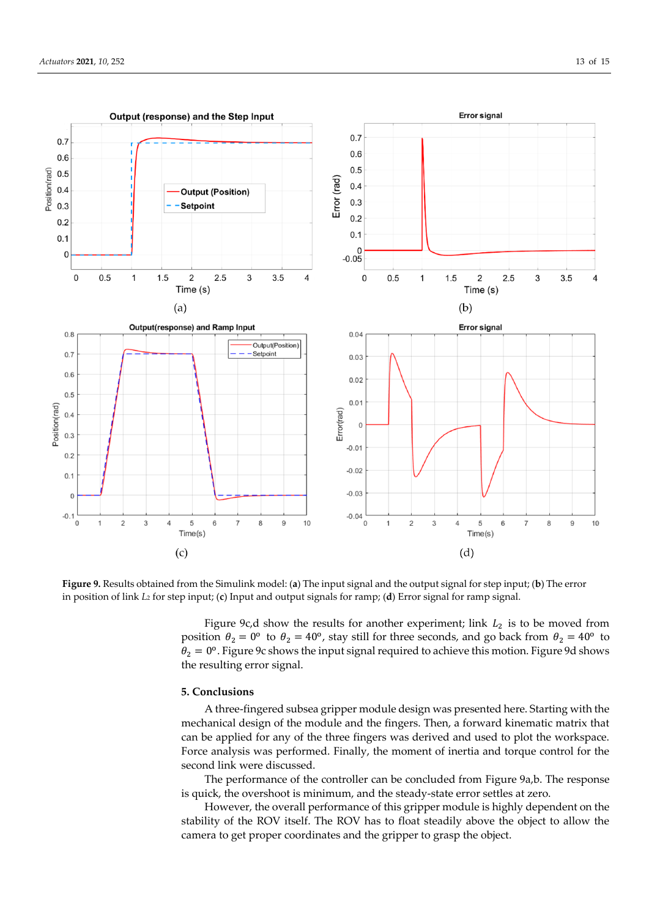**Figure 9.** Results obtained from the Simulink model: (**a**) The input signal and the output signal for step input; (**b**) The error in position of link $L_2$ for step input; (**c**) Input and output signals for ramp; (**d**) Error signal for ramp signal.

Figure 9c,d show the results for another experiment; link $L_2$ is to be moved from position $\theta_2 = 0^o$ to $\theta_2 = 40^o$, stay still for three seconds, and go back from $\theta_2 = 40^o$ to $\theta_2 = 0^o$. Figure 9c shows the input signal required to achieve this motion. Figure 9d shows the resulting error signal.

## 5. Conclusions

A three-fingered subsea gripper module design was presented here. Starting with the mechanical design of the module and the fingers. Then, a forward kinematic matrix that can be applied for any of the three fingers was derived and used to plot the workspace. Force analysis was performed. Finally, the moment of inertia and torque control for the second link were discussed.

The performance of the controller can be concluded from Figure 9a,b. The response is quick, the overshoot is minimum, and the steady-state error settles at zero.

However, the overall performance of this gripper module is highly dependent on the stability of the ROV itself. The ROV has to float steadily above the object to allow the camera to get proper coordinates and the gripper to grasp the object.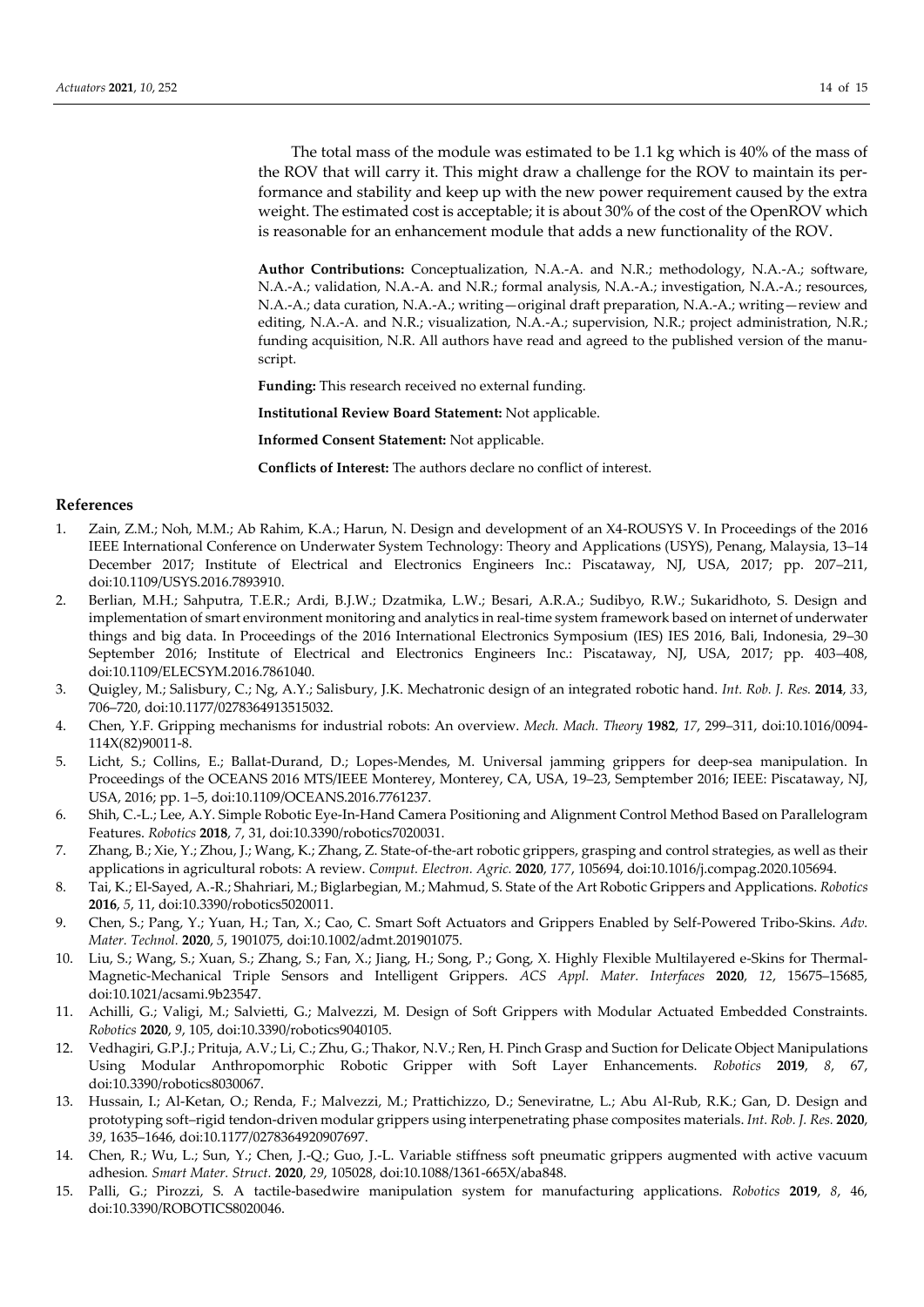The total mass of the module was estimated to be 1.1 kg which is 40% of the mass of the ROV that will carry it. This might draw a challenge for the ROV to maintain its performance and stability and keep up with the new power requirement caused by the extra weight. The estimated cost is acceptable; it is about 30% of the cost of the OpenROV which is reasonable for an enhancement module that adds a new functionality of the ROV.

**Author Contributions:** Conceptualization, N.A.-A. and N.R.; methodology, N.A.-A.; software, N.A.-A.; validation, N.A.-A. and N.R.; formal analysis, N.A.-A.; investigation, N.A.-A.; resources, N.A.-A.; data curation, N.A.-A.; writing—original draft preparation, N.A.-A.; writing—review and editing, N.A.-A. and N.R.; visualization, N.A.-A.; supervision, N.R.; project administration, N.R.; funding acquisition, N.R. All authors have read and agreed to the published version of the manuscript.

**Funding:** This research received no external funding.

**Institutional Review Board Statement:** Not applicable.

**Informed Consent Statement:** Not applicable.

**Conflicts of Interest:** The authors declare no conflict of interest.

## References

1. Zain, Z.M.; Noh, M.M.; Ab Rahim, K.A.; Harun, N. Design and development of an X4-ROUSYS V. In Proceedings of the 2016 IEEE International Conference on Underwater System Technology: Theory and Applications (USYS), Penang, Malaysia, 13–14 December 2017; Institute of Electrical and Electronics Engineers Inc.: Piscataway, NJ, USA, 2017; pp. 207–211, doi:10.1109/USYS.2016.7893910.
2. Berlian, M.H.; Sahputra, T.E.R.; Ardi, B.J.W.; Dzatmika, L.W.; Besari, A.R.A.; Sudibyo, R.W.; Sukaridhoto, S. Design and implementation of smart environment monitoring and analytics in real-time system framework based on internet of underwater things and big data. In Proceedings of the 2016 International Electronics Symposium (IES) IES 2016, Bali, Indonesia, 29–30 September 2016; Institute of Electrical and Electronics Engineers Inc.: Piscataway, NJ, USA, 2017; pp. 403–408, doi:10.1109/ELECSYM.2016.7861040.
3. Quigley, M.; Salisbury, C.; Ng, A.Y.; Salisbury, J.K. Mechatronic design of an integrated robotic hand. *Int. Rob. J. Res.* **2014**, *33*, 706–720, doi:10.1177/0278364913515032.
4. Chen, Y.F. Gripping mechanisms for industrial robots: An overview. *Mech. Mach. Theory* **1982**, *17*, 299–311, doi:10.1016/0094-114X(82)90011-8.
5. Licht, S.; Collins, E.; Ballat-Durand, D.; Lopes-Mendes, M. Universal jamming grippers for deep-sea manipulation. In Proceedings of the OCEANS 2016 MTS/IEEE Monterey, Monterey, CA, USA, 19–23, Semptember 2016; IEEE: Piscataway, NJ, USA, 2016; pp. 1–5, doi:10.1109/OCEANS.2016.7761237.
6. Shih, C.-L.; Lee, A.Y. Simple Robotic Eye-In-Hand Camera Positioning and Alignment Control Method Based on Parallelogram Features. *Robotics* **2018**, *7*, 31, doi:10.3390/robotics7020031.
7. Zhang, B.; Xie, Y.; Zhou, J.; Wang, K.; Zhang, Z. State-of-the-art robotic grippers, grasping and control strategies, as well as their applications in agricultural robots: A review. *Comput. Electron. Agric.* **2020**, *177*, 105694, doi:10.1016/j.compag.2020.105694.
8. Tai, K.; El-Sayed, A.-R.; Shahriari, M.; Biglarbegian, M.; Mahmud, S. State of the Art Robotic Grippers and Applications. *Robotics* **2016**, *5*, 11, doi:10.3390/robotics5020011.
9. Chen, S.; Pang, Y.; Yuan, H.; Tan, X.; Cao, C. Smart Soft Actuators and Grippers Enabled by Self-Powered Tribo-Skins. *Adv. Mater. Technol.* **2020**, *5*, 1901075, doi:10.1002/admt.201901075.
10. Liu, S.; Wang, S.; Xuan, S.; Zhang, S.; Fan, X.; Jiang, H.; Song, P.; Gong, X. Highly Flexible Multilayered e-Skins for Thermal-Magnetic-Mechanical Triple Sensors and Intelligent Grippers. *ACS Appl. Mater. Interfaces* **2020**, *12*, 15675–15685, doi:10.1021/acsami.9b23547.
11. Achilli, G.; Valigi, M.; Salvietti, G.; Malvezzi, M. Design of Soft Grippers with Modular Actuated Embedded Constraints. *Robotics* **2020**, *9*, 105, doi:10.3390/robotics9040105.
12. Vedhagiri, G.P.J.; Prituja, A.V.; Li, C.; Zhu, G.; Thakor, N.V.; Ren, H. Pinch Grasp and Suction for Delicate Object Manipulations Using Modular Anthropomorphic Robotic Gripper with Soft Layer Enhancements. *Robotics* **2019**, *8*, 67, doi:10.3390/robotics8030067.
13. Hussain, I.; Al-Ketan, O.; Renda, F.; Malvezzi, M.; Prattichizzo, D.; Seneviratne, L.; Abu Al-Rub, R.K.; Gan, D. Design and prototyping soft–rigid tendon-driven modular grippers using interpenetrating phase composites materials. *Int. Rob. J. Res.* **2020**, *39*, 1635–1646, doi:10.1177/0278364920907697.
14. Chen, R.; Wu, L.; Sun, Y.; Chen, J.-Q.; Guo, J.-L. Variable stiffness soft pneumatic grippers augmented with active vacuum adhesion. *Smart Mater. Struct.* **2020**, *29*, 105028, doi:10.1088/1361-665X/aba848.
15. Palli, G.; Pirozzi, S. A tactile-basedwire manipulation system for manufacturing applications. *Robotics* **2019**, *8*, 46, doi:10.3390/ROBOTICS8020046.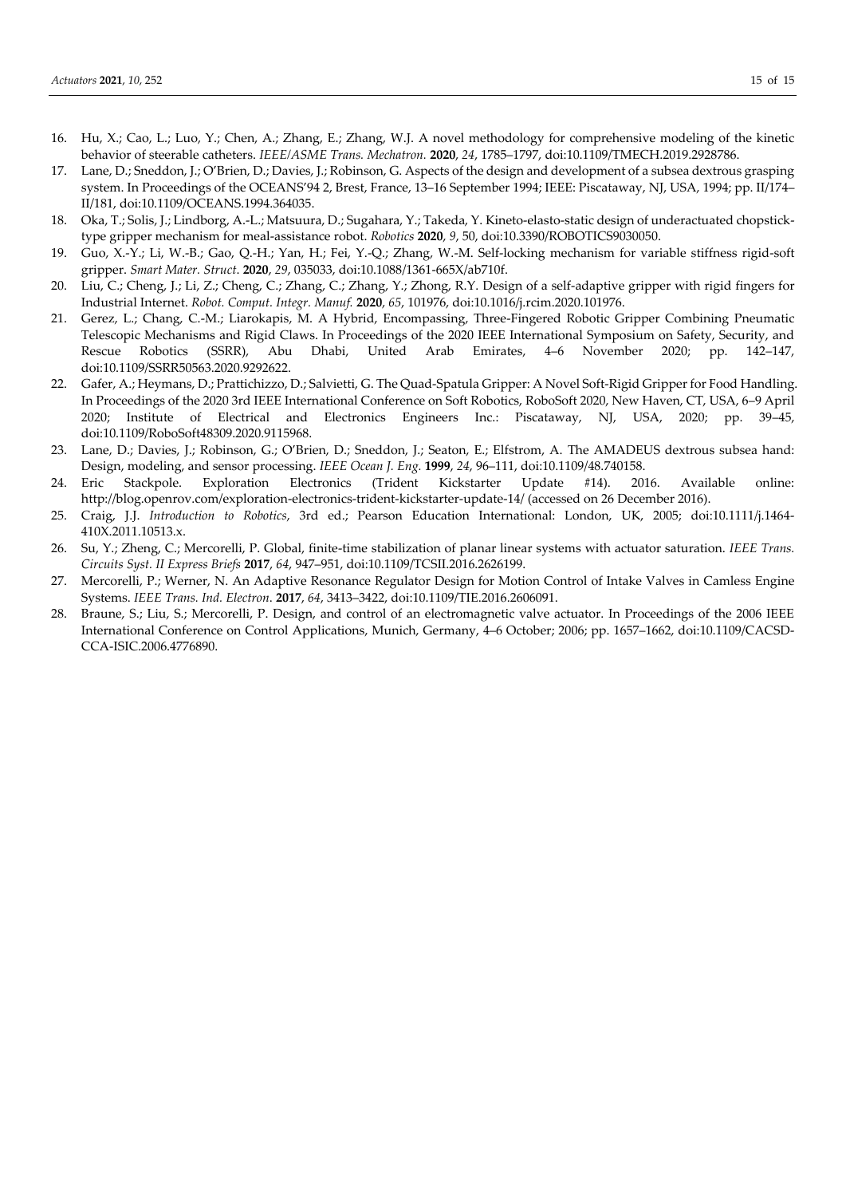16. Hu, X.; Cao, L.; Luo, Y.; Chen, A.; Zhang, E.; Zhang, W.J. A novel methodology for comprehensive modeling of the kinetic behavior of steerable catheters. *IEEE/ASME Trans. Mechatron.* **2020**, *24*, 1785–1797, doi:10.1109/TMECH.2019.2928786.
17. Lane, D.; Sneddon, J.; O'Brien, D.; Davies, J.; Robinson, G. Aspects of the design and development of a subsea dextrous grasping system. In Proceedings of the OCEANS'94 2, Brest, France, 13–16 September 1994; IEEE: Piscataway, NJ, USA, 1994; pp. II/174–II/181, doi:10.1109/OCEANS.1994.364035.
18. Oka, T.; Solis, J.; Lindborg, A.-L.; Matsuura, D.; Sugahara, Y.; Takeda, Y. Kineto-elasto-static design of underactuated chopstick-type gripper mechanism for meal-assistance robot. *Robotics* **2020**, *9*, 50, doi:10.3390/ROBOTICS9030050.
19. Guo, X.-Y.; Li, W.-B.; Gao, Q.-H.; Yan, H.; Fei, Y.-Q.; Zhang, W.-M. Self-locking mechanism for variable stiffness rigid-soft gripper. *Smart Mater. Struct*. **2020**, *29*, 035033, doi:10.1088/1361-665X/ab710f.
20. Liu, C.; Cheng, J.; Li, Z.; Cheng, C.; Zhang, C.; Zhang, Y.; Zhong, R.Y. Design of a self-adaptive gripper with rigid fingers for Industrial Internet. *Robot. Comput. Integr. Manuf.* **2020**, *65*, 101976, doi:10.1016/j.rcim.2020.101976.
21. Gerez, L.; Chang, C.-M.; Liarokapis, M. A Hybrid, Encompassing, Three-Fingered Robotic Gripper Combining Pneumatic Telescopic Mechanisms and Rigid Claws. In Proceedings of the 2020 IEEE International Symposium on Safety, Security, and Rescue Robotics (SSRR), Abu Dhabi, United Arab Emirates, 4–6 November 2020; pp. 142–147, doi:10.1109/SSRR50563.2020.9292622.
22. Gafer, A.; Heymans, D.; Prattichizzo, D.; Salvietti, G. The Quad-Spatula Gripper: A Novel Soft-Rigid Gripper for Food Handling. In Proceedings of the 2020 3rd IEEE International Conference on Soft Robotics, RoboSoft 2020, New Haven, CT, USA, 6–9 April 2020; Institute of Electrical and Electronics Engineers Inc.: Piscataway, NJ, USA, 2020; pp. 39–45, doi:10.1109/RoboSoft48309.2020.9115968.
23. Lane, D.; Davies, J.; Robinson, G.; O'Brien, D.; Sneddon, J.; Seaton, E.; Elfstrom, A. The AMADEUS dextrous subsea hand: Design, modeling, and sensor processing. *IEEE Ocean J. Eng.* **1999**, *24*, 96–111, doi:10.1109/48.740158.
24. Eric Stackpole. Exploration Electronics (Trident Kickstarter Update #14). 2016. Available online: http://blog.openrov.com/exploration-electronics-trident-kickstarter-update-14/ (accessed on 26 December 2016).
25. Craig, J.J. *Introduction to Robotics*, 3rd ed.; Pearson Education International: London, UK, 2005; doi:10.1111/j.1464-410X.2011.10513.x.
26. Su, Y.; Zheng, C.; Mercorelli, P. Global, finite-time stabilization of planar linear systems with actuator saturation. *IEEE Trans. Circuits Syst. II Express Briefs* **2017**, *64*, 947–951, doi:10.1109/TCSII.2016.2626199.
27. Mercorelli, P.; Werner, N. An Adaptive Resonance Regulator Design for Motion Control of Intake Valves in Camless Engine Systems. *IEEE Trans. Ind. Electron*. **2017**, *64*, 3413–3422, doi:10.1109/TIE.2016.2606091.
28. Braune, S.; Liu, S.; Mercorelli, P. Design, and control of an electromagnetic valve actuator. In Proceedings of the 2006 IEEE International Conference on Control Applications, Munich, Germany, 4–6 October; 2006; pp. 1657–1662, doi:10.1109/CACSD-CCA-ISIC.2006.4776890.